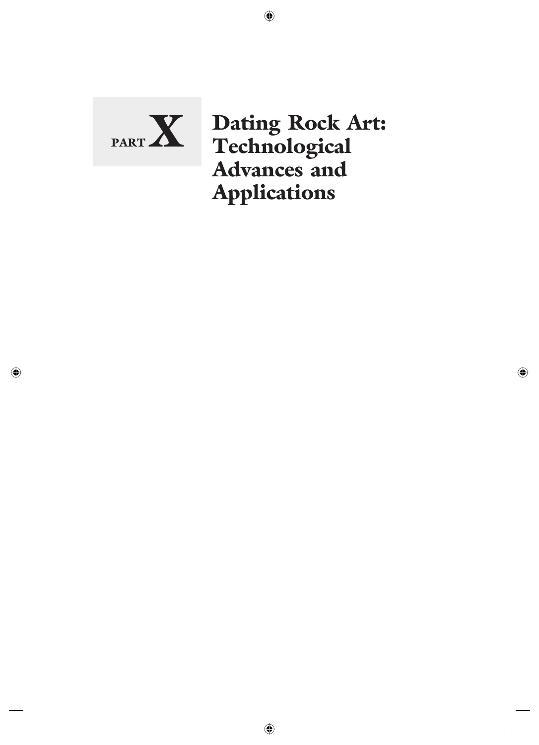# PART X

# Dating Rock Art: Technological Advances and Applications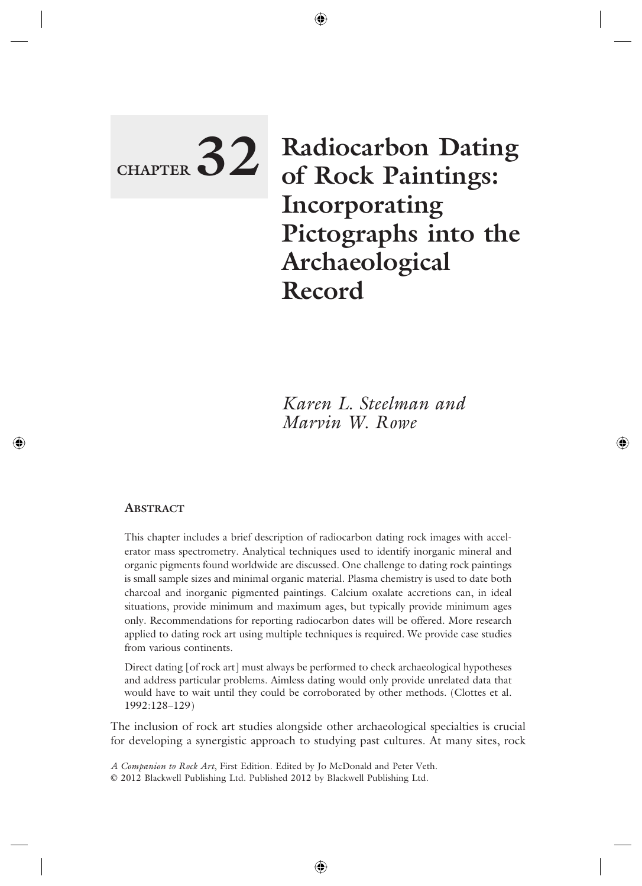# CHAPTER 32 Radiocarbon Dating of Rock Paintings: Incorporating Pictographs into the Archaeological Record

*Karen L. Steelman and Marvin W. Rowe*

## Abstract

This chapter includes a brief description of radiocarbon dating rock images with accelerator mass spectrometry. Analytical techniques used to identify inorganic mineral and organic pigments found worldwide are discussed. One challenge to dating rock paintings is small sample sizes and minimal organic material. Plasma chemistry is used to date both charcoal and inorganic pigmented paintings. Calcium oxalate accretions can, in ideal situations, provide minimum and maximum ages, but typically provide minimum ages only. Recommendations for reporting radiocarbon dates will be offered. More research applied to dating rock art using multiple techniques is required. We provide case studies from various continents.

> Direct dating [of rock art] must always be performed to check archaeological hypotheses and address particular problems. Aimless dating would only provide unrelated data that would have to wait until they could be corroborated by other methods. (Clottes et al. 1992:128–129)

The inclusion of rock art studies alongside other archaeological specialties is crucial for developing a synergistic approach to studying past cultures. At many sites, rock

*A Companion to Rock Art*, First Edition. Edited by Jo McDonald and Peter Veth.
© 2012 Blackwell Publishing Ltd. Published 2012 by Blackwell Publishing Ltd.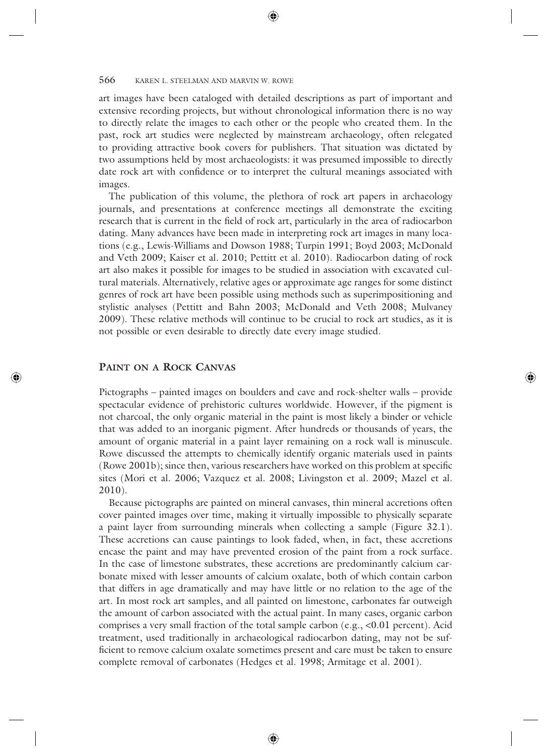art images have been cataloged with detailed descriptions as part of important and extensive recording projects, but without chronological information there is no way to directly relate the images to each other or the people who created them. In the past, rock art studies were neglected by mainstream archaeology, often relegated to providing attractive book covers for publishers. That situation was dictated by two assumptions held by most archaeologists: it was presumed impossible to directly date rock art with confidence or to interpret the cultural meanings associated with images.

The publication of this volume, the plethora of rock art papers in archaeology journals, and presentations at conference meetings all demonstrate the exciting research that is current in the field of rock art, particularly in the area of radiocarbon dating. Many advances have been made in interpreting rock art images in many locations (e.g., Lewis-Williams and Dowson 1988; Turpin 1991; Boyd 2003; McDonald and Veth 2009; Kaiser et al. 2010; Pettitt et al. 2010). Radiocarbon dating of rock art also makes it possible for images to be studied in association with excavated cultural materials. Alternatively, relative ages or approximate age ranges for some distinct genres of rock art have been possible using methods such as superimpositioning and stylistic analyses (Pettitt and Bahn 2003; McDonald and Veth 2008; Mulvaney 2009). These relative methods will continue to be crucial to rock art studies, as it is not possible or even desirable to directly date every image studied.

## Paint on a Rock Canvas

Pictographs – painted images on boulders and cave and rock-shelter walls – provide spectacular evidence of prehistoric cultures worldwide. However, if the pigment is not charcoal, the only organic material in the paint is most likely a binder or vehicle that was added to an inorganic pigment. After hundreds or thousands of years, the amount of organic material in a paint layer remaining on a rock wall is minuscule. Rowe discussed the attempts to chemically identify organic materials used in paints (Rowe 2001b); since then, various researchers have worked on this problem at specific sites (Mori et al. 2006; Vazquez et al. 2008; Livingston et al. 2009; Mazel et al. 2010).

Because pictographs are painted on mineral canvases, thin mineral accretions often cover painted images over time, making it virtually impossible to physically separate a paint layer from surrounding minerals when collecting a sample (Figure 32.1). These accretions can cause paintings to look faded, when, in fact, these accretions encase the paint and may have prevented erosion of the paint from a rock surface. In the case of limestone substrates, these accretions are predominantly calcium carbonate mixed with lesser amounts of calcium oxalate, both of which contain carbon that differs in age dramatically and may have little or no relation to the age of the art. In most rock art samples, and all painted on limestone, carbonates far outweigh the amount of carbon associated with the actual paint. In many cases, organic carbon comprises a very small fraction of the total sample carbon (e.g., <0.01 percent). Acid treatment, used traditionally in archaeological radiocarbon dating, may not be sufficient to remove calcium oxalate sometimes present and care must be taken to ensure complete removal of carbonates (Hedges et al. 1998; Armitage et al. 2001).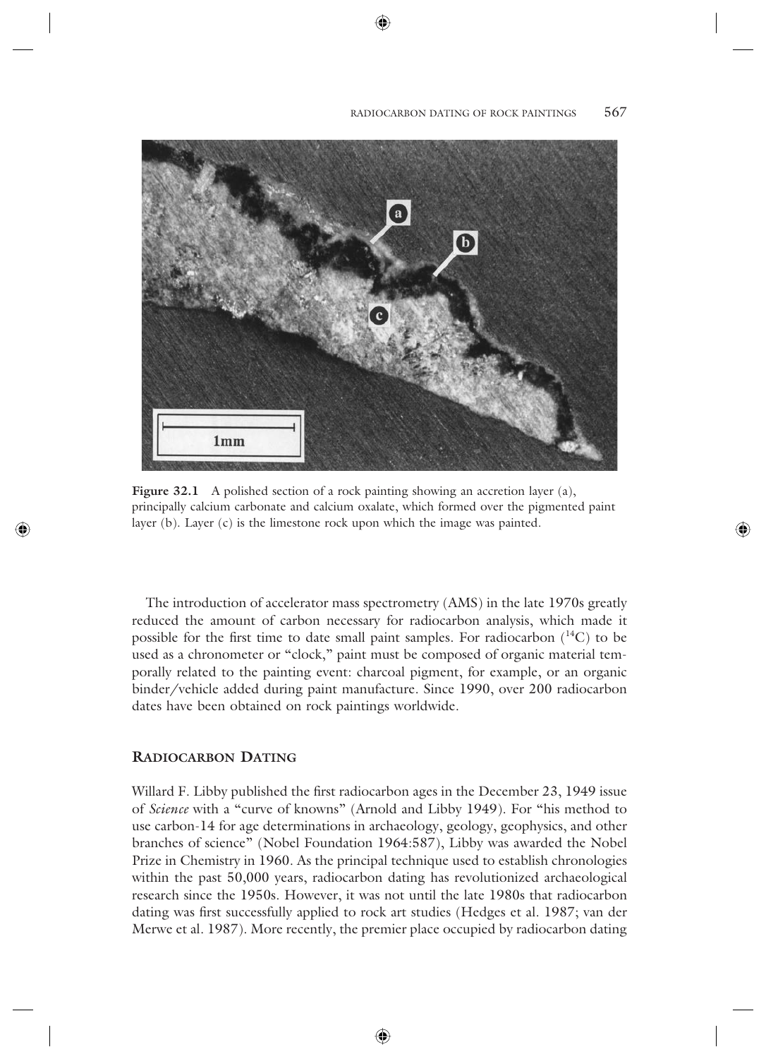**Figure 32.1** A polished section of a rock painting showing an accretion layer (a), principally calcium carbonate and calcium oxalate, which formed over the pigmented paint layer (b). Layer (c) is the limestone rock upon which the image was painted.

The introduction of accelerator mass spectrometry (AMS) in the late 1970s greatly reduced the amount of carbon necessary for radiocarbon analysis, which made it possible for the first time to date small paint samples. For radiocarbon ($^{14}C$) to be used as a chronometer or "clock," paint must be composed of organic material temporally related to the painting event: charcoal pigment, for example, or an organic binder/vehicle added during paint manufacture. Since 1990, over 200 radiocarbon dates have been obtained on rock paintings worldwide.

## Radiocarbon Dating

Willard F. Libby published the first radiocarbon ages in the December 23, 1949 issue of *Science* with a "curve of knowns" (Arnold and Libby 1949). For "his method to use carbon-14 for age determinations in archaeology, geology, geophysics, and other branches of science" (Nobel Foundation 1964:587), Libby was awarded the Nobel Prize in Chemistry in 1960. As the principal technique used to establish chronologies within the past 50,000 years, radiocarbon dating has revolutionized archaeological research since the 1950s. However, it was not until the late 1980s that radiocarbon dating was first successfully applied to rock art studies (Hedges et al. 1987; van der Merwe et al. 1987). More recently, the premier place occupied by radiocarbon dating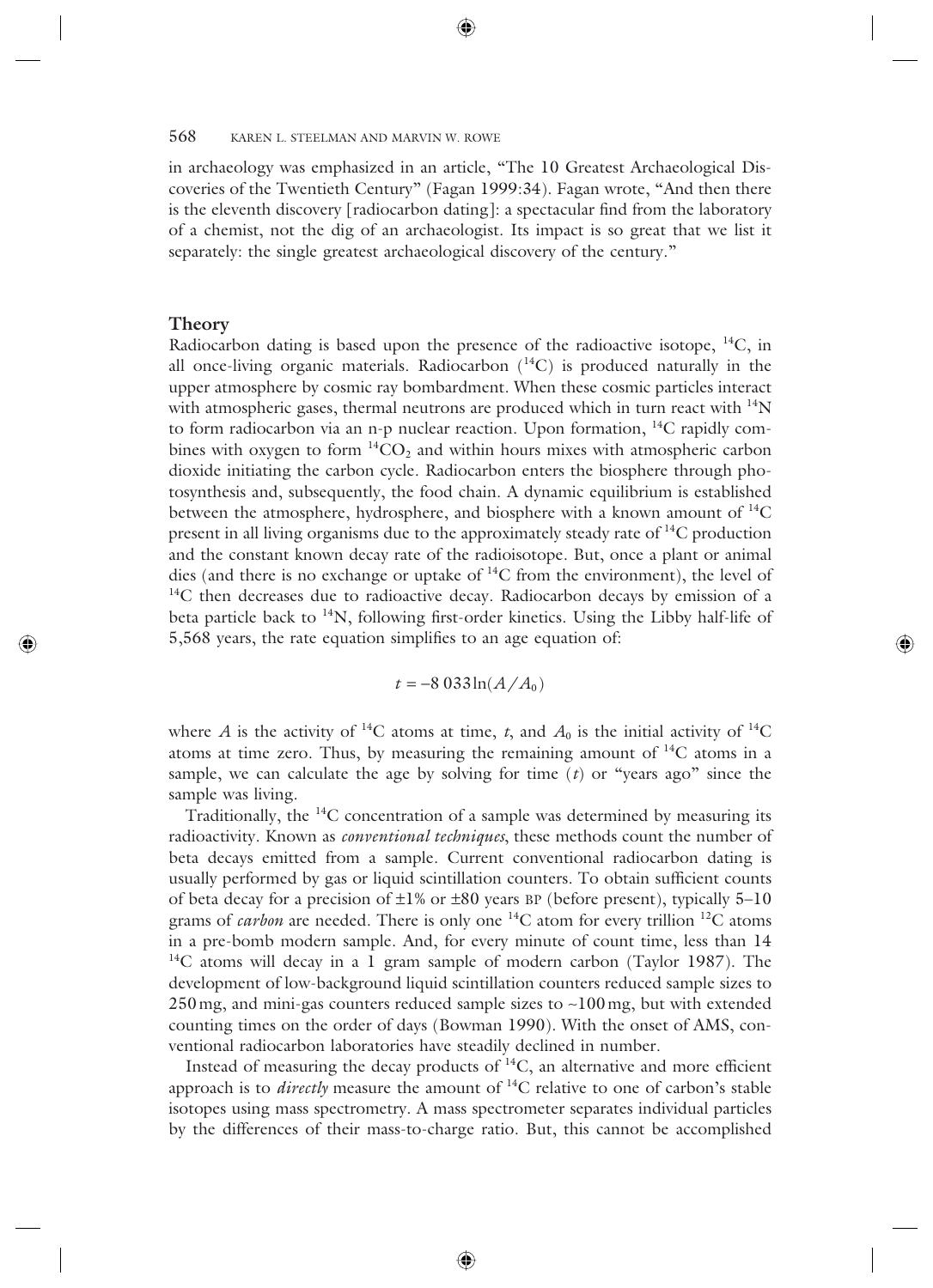in archaeology was emphasized in an article, "The 10 Greatest Archaeological Discoveries of the Twentieth Century" (Fagan 1999:34). Fagan wrote, "And then there is the eleventh discovery [radiocarbon dating]: a spectacular find from the laboratory of a chemist, not the dig of an archaeologist. Its impact is so great that we list it separately: the single greatest archaeological discovery of the century."

## Theory

Radiocarbon dating is based upon the presence of the radioactive isotope, $^{14}C$, in all once-living organic materials. Radiocarbon ($^{14}C$) is produced naturally in the upper atmosphere by cosmic ray bombardment. When these cosmic particles interact with atmospheric gases, thermal neutrons are produced which in turn react with $^{14}N$ to form radiocarbon via an n-p nuclear reaction. Upon formation, $^{14}C$ rapidly combines with oxygen to form $^{14}CO_2$ and within hours mixes with atmospheric carbon dioxide initiating the carbon cycle. Radiocarbon enters the biosphere through photosynthesis and, subsequently, the food chain. A dynamic equilibrium is established between the atmosphere, hydrosphere, and biosphere with a known amount of $^{14}C$ present in all living organisms due to the approximately steady rate of $^{14}C$ production and the constant known decay rate of the radioisotope. But, once a plant or animal dies (and there is no exchange or uptake of $^{14}C$ from the environment), the level of $^{14}C$ then decreases due to radioactive decay. Radiocarbon decays by emission of a beta particle back to $^{14}N$, following first-order kinetics. Using the Libby half-life of 5,568 years, the rate equation simplifies to an age equation of:

$$t = -8\,033 \ln(A/A_0)$$

where $A$ is the activity of $^{14}C$ atoms at time, $t$, and $A_0$ is the initial activity of $^{14}C$ atoms at time zero. Thus, by measuring the remaining amount of $^{14}C$ atoms in a sample, we can calculate the age by solving for time ($t$) or "years ago" since the sample was living.

Traditionally, the $^{14}C$ concentration of a sample was determined by measuring its radioactivity. Known as *conventional techniques*, these methods count the number of beta decays emitted from a sample. Current conventional radiocarbon dating is usually performed by gas or liquid scintillation counters. To obtain sufficient counts of beta decay for a precision of ±1% or ±80 years BP (before present), typically 5–10 grams of *carbon* are needed. There is only one $^{14}C$ atom for every trillion $^{12}C$ atoms in a pre-bomb modern sample. And, for every minute of count time, less than 14 $^{14}C$ atoms will decay in a 1 gram sample of modern carbon (Taylor 1987). The development of low-background liquid scintillation counters reduced sample sizes to 250 mg, and mini-gas counters reduced sample sizes to ~100 mg, but with extended counting times on the order of days (Bowman 1990). With the onset of AMS, conventional radiocarbon laboratories have steadily declined in number.

Instead of measuring the decay products of $^{14}C$, an alternative and more efficient approach is to *directly* measure the amount of $^{14}C$ relative to one of carbon's stable isotopes using mass spectrometry. A mass spectrometer separates individual particles by the differences of their mass-to-charge ratio. But, this cannot be accomplished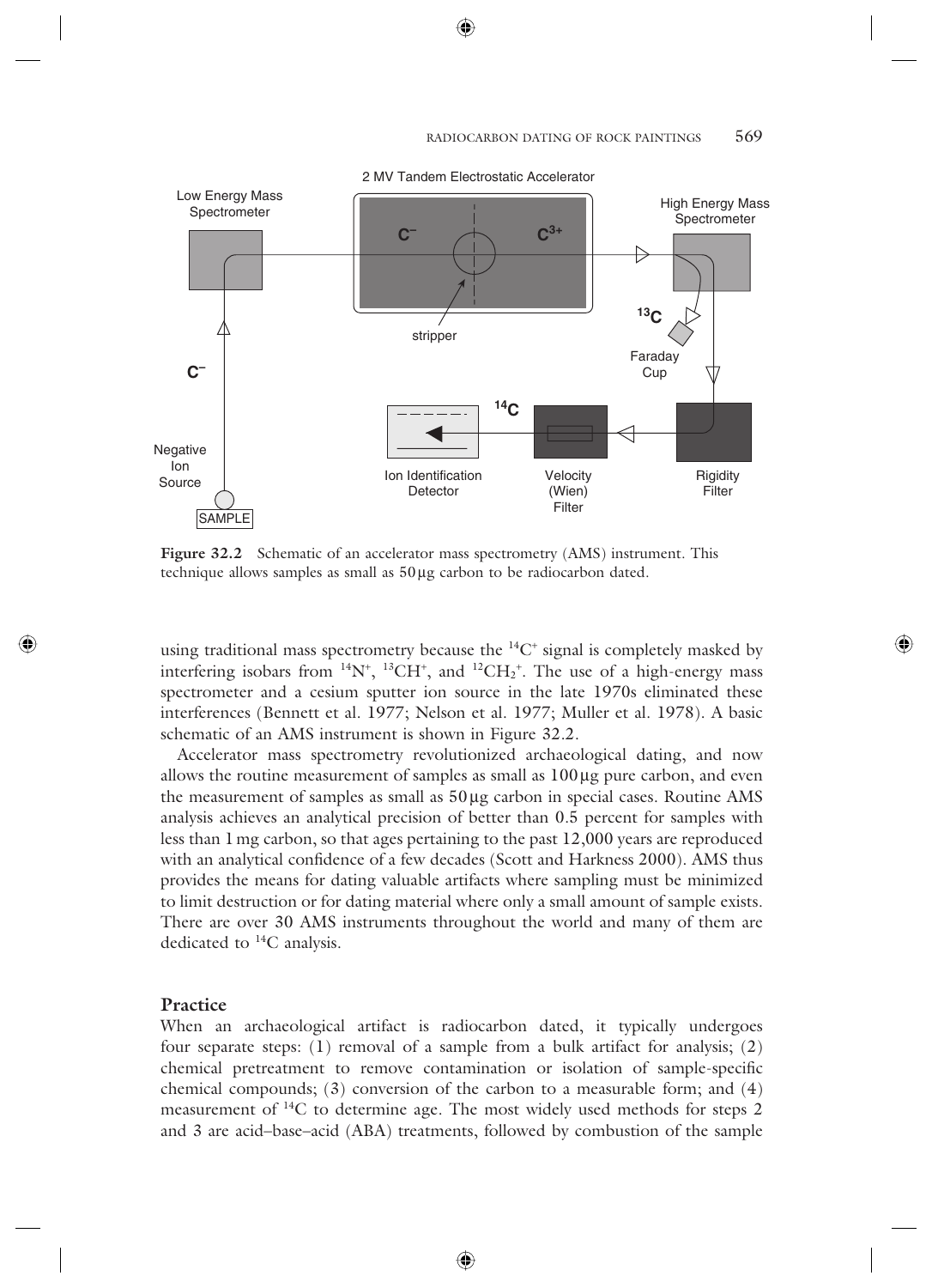**Figure 32.2** Schematic of an accelerator mass spectrometry (AMS) instrument. This technique allows samples as small as 50 μg carbon to be radiocarbon dated.

using traditional mass spectrometry because the $^{14}C^+$ signal is completely masked by interfering isobars from $^{14}N^+$, $^{13}CH^+$, and $^{12}CH_2^+$. The use of a high-energy mass spectrometer and a cesium sputter ion source in the late 1970s eliminated these interferences (Bennett et al. 1977; Nelson et al. 1977; Muller et al. 1978). A basic schematic of an AMS instrument is shown in Figure 32.2.

Accelerator mass spectrometry revolutionized archaeological dating, and now allows the routine measurement of samples as small as 100 μg pure carbon, and even the measurement of samples as small as 50 μg carbon in special cases. Routine AMS analysis achieves an analytical precision of better than 0.5 percent for samples with less than 1 mg carbon, so that ages pertaining to the past 12,000 years are reproduced with an analytical confidence of a few decades (Scott and Harkness 2000). AMS thus provides the means for dating valuable artifacts where sampling must be minimized to limit destruction or for dating material where only a small amount of sample exists. There are over 30 AMS instruments throughout the world and many of them are dedicated to $^{14}C$ analysis.

## Practice

When an archaeological artifact is radiocarbon dated, it typically undergoes four separate steps: (1) removal of a sample from a bulk artifact for analysis; (2) chemical pretreatment to remove contamination or isolation of sample-specific chemical compounds; (3) conversion of the carbon to a measurable form; and (4) measurement of $^{14}C$ to determine age. The most widely used methods for steps 2 and 3 are acid–base–acid (ABA) treatments, followed by combustion of the sample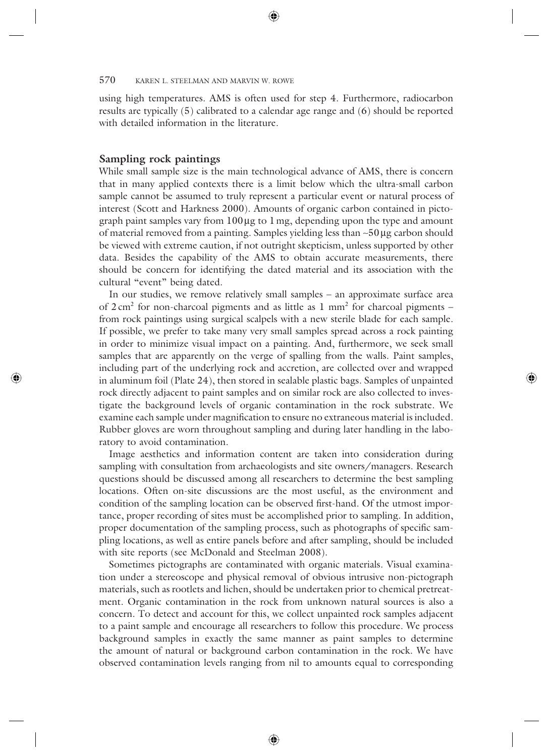using high temperatures. AMS is often used for step 4. Furthermore, radiocarbon results are typically (5) calibrated to a calendar age range and (6) should be reported with detailed information in the literature.

## Sampling rock paintings

While small sample size is the main technological advance of AMS, there is concern that in many applied contexts there is a limit below which the ultra-small carbon sample cannot be assumed to truly represent a particular event or natural process of interest (Scott and Harkness 2000). Amounts of organic carbon contained in pictograph paint samples vary from 100 μg to 1 mg, depending upon the type and amount of material removed from a painting. Samples yielding less than ~50 μg carbon should be viewed with extreme caution, if not outright skepticism, unless supported by other data. Besides the capability of the AMS to obtain accurate measurements, there should be concern for identifying the dated material and its association with the cultural "event" being dated.

In our studies, we remove relatively small samples – an approximate surface area of 2 $cm^2$ for non-charcoal pigments and as little as 1 $mm^2$ for charcoal pigments – from rock paintings using surgical scalpels with a new sterile blade for each sample. If possible, we prefer to take many very small samples spread across a rock painting in order to minimize visual impact on a painting. And, furthermore, we seek small samples that are apparently on the verge of spalling from the walls. Paint samples, including part of the underlying rock and accretion, are collected over and wrapped in aluminum foil (Plate 24), then stored in sealable plastic bags. Samples of unpainted rock directly adjacent to paint samples and on similar rock are also collected to investigate the background levels of organic contamination in the rock substrate. We examine each sample under magnification to ensure no extraneous material is included. Rubber gloves are worn throughout sampling and during later handling in the laboratory to avoid contamination.

Image aesthetics and information content are taken into consideration during sampling with consultation from archaeologists and site owners/managers. Research questions should be discussed among all researchers to determine the best sampling locations. Often on-site discussions are the most useful, as the environment and condition of the sampling location can be observed first-hand. Of the utmost importance, proper recording of sites must be accomplished prior to sampling. In addition, proper documentation of the sampling process, such as photographs of specific sampling locations, as well as entire panels before and after sampling, should be included with site reports (see McDonald and Steelman 2008).

Sometimes pictographs are contaminated with organic materials. Visual examination under a stereoscope and physical removal of obvious intrusive non-pictograph materials, such as rootlets and lichen, should be undertaken prior to chemical pretreatment. Organic contamination in the rock from unknown natural sources is also a concern. To detect and account for this, we collect unpainted rock samples adjacent to a paint sample and encourage all researchers to follow this procedure. We process background samples in exactly the same manner as paint samples to determine the amount of natural or background carbon contamination in the rock. We have observed contamination levels ranging from nil to amounts equal to corresponding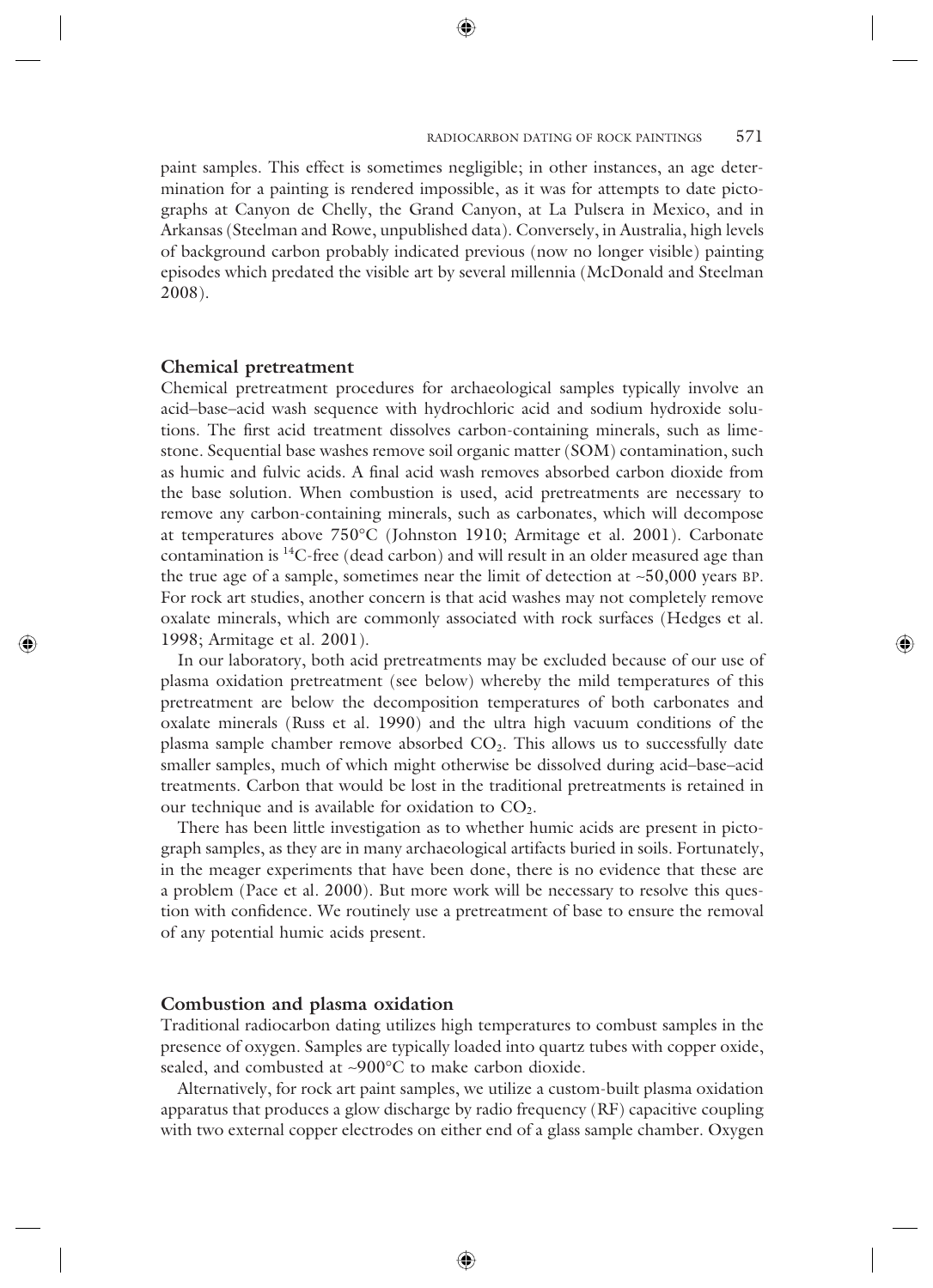paint samples. This effect is sometimes negligible; in other instances, an age determination for a painting is rendered impossible, as it was for attempts to date pictographs at Canyon de Chelly, the Grand Canyon, at La Pulsera in Mexico, and in Arkansas (Steelman and Rowe, unpublished data). Conversely, in Australia, high levels of background carbon probably indicated previous (now no longer visible) painting episodes which predated the visible art by several millennia (McDonald and Steelman 2008).

## Chemical pretreatment

Chemical pretreatment procedures for archaeological samples typically involve an acid–base–acid wash sequence with hydrochloric acid and sodium hydroxide solutions. The first acid treatment dissolves carbon-containing minerals, such as limestone. Sequential base washes remove soil organic matter (SOM) contamination, such as humic and fulvic acids. A final acid wash removes absorbed carbon dioxide from the base solution. When combustion is used, acid pretreatments are necessary to remove any carbon-containing minerals, such as carbonates, which will decompose at temperatures above 750°C (Johnston 1910; Armitage et al. 2001). Carbonate contamination is $^{14}C$-free (dead carbon) and will result in an older measured age than the true age of a sample, sometimes near the limit of detection at ~50,000 years BP. For rock art studies, another concern is that acid washes may not completely remove oxalate minerals, which are commonly associated with rock surfaces (Hedges et al. 1998; Armitage et al. 2001).

In our laboratory, both acid pretreatments may be excluded because of our use of plasma oxidation pretreatment (see below) whereby the mild temperatures of this pretreatment are below the decomposition temperatures of both carbonates and oxalate minerals (Russ et al. 1990) and the ultra high vacuum conditions of the plasma sample chamber remove absorbed $CO_2$. This allows us to successfully date smaller samples, much of which might otherwise be dissolved during acid–base–acid treatments. Carbon that would be lost in the traditional pretreatments is retained in our technique and is available for oxidation to $CO_2$.

There has been little investigation as to whether humic acids are present in pictograph samples, as they are in many archaeological artifacts buried in soils. Fortunately, in the meager experiments that have been done, there is no evidence that these are a problem (Pace et al. 2000). But more work will be necessary to resolve this question with confidence. We routinely use a pretreatment of base to ensure the removal of any potential humic acids present.

## Combustion and plasma oxidation

Traditional radiocarbon dating utilizes high temperatures to combust samples in the presence of oxygen. Samples are typically loaded into quartz tubes with copper oxide, sealed, and combusted at ~900°C to make carbon dioxide.

Alternatively, for rock art paint samples, we utilize a custom-built plasma oxidation apparatus that produces a glow discharge by radio frequency (RF) capacitive coupling with two external copper electrodes on either end of a glass sample chamber. Oxygen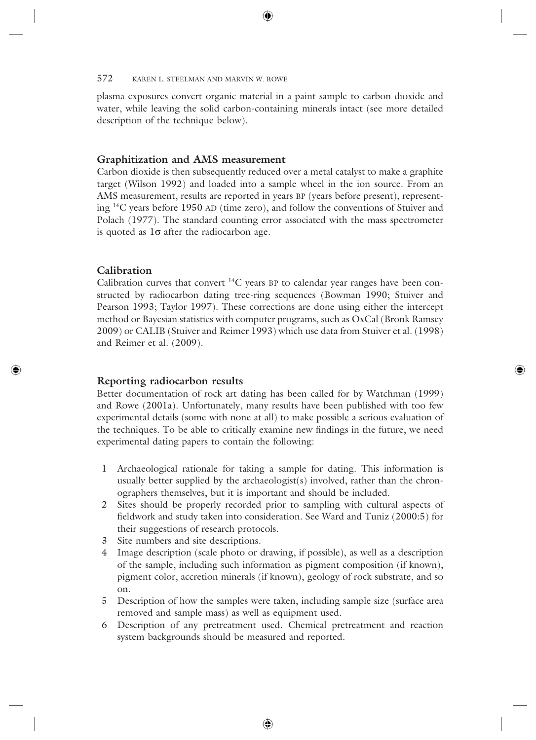plasma exposures convert organic material in a paint sample to carbon dioxide and water, while leaving the solid carbon-containing minerals intact (see more detailed description of the technique below).

### Graphitization and AMS measurement

Carbon dioxide is then subsequently reduced over a metal catalyst to make a graphite target (Wilson 1992) and loaded into a sample wheel in the ion source. From an AMS measurement, results are reported in years BP (years before present), representing $^{14}C$ years before 1950 AD (time zero), and follow the conventions of Stuiver and Polach (1977). The standard counting error associated with the mass spectrometer is quoted as $1\sigma$ after the radiocarbon age.

### Calibration

Calibration curves that convert $^{14}C$ years BP to calendar year ranges have been constructed by radiocarbon dating tree-ring sequences (Bowman 1990; Stuiver and Pearson 1993; Taylor 1997). These corrections are done using either the intercept method or Bayesian statistics with computer programs, such as OxCal (Bronk Ramsey 2009) or CALIB (Stuiver and Reimer 1993) which use data from Stuiver et al. (1998) and Reimer et al. (2009).

### Reporting radiocarbon results

Better documentation of rock art dating has been called for by Watchman (1999) and Rowe (2001a). Unfortunately, many results have been published with too few experimental details (some with none at all) to make possible a serious evaluation of the techniques. To be able to critically examine new findings in the future, we need experimental dating papers to contain the following:

1. Archaeological rationale for taking a sample for dating. This information is usually better supplied by the archaeologist(s) involved, rather than the chronographers themselves, but it is important and should be included.
2. Sites should be properly recorded prior to sampling with cultural aspects of fieldwork and study taken into consideration. See Ward and Tuniz (2000:5) for their suggestions of research protocols.
3. Site numbers and site descriptions.
4. Image description (scale photo or drawing, if possible), as well as a description of the sample, including such information as pigment composition (if known), pigment color, accretion minerals (if known), geology of rock substrate, and so on.
5. Description of how the samples were taken, including sample size (surface area removed and sample mass) as well as equipment used.
6. Description of any pretreatment used. Chemical pretreatment and reaction system backgrounds should be measured and reported.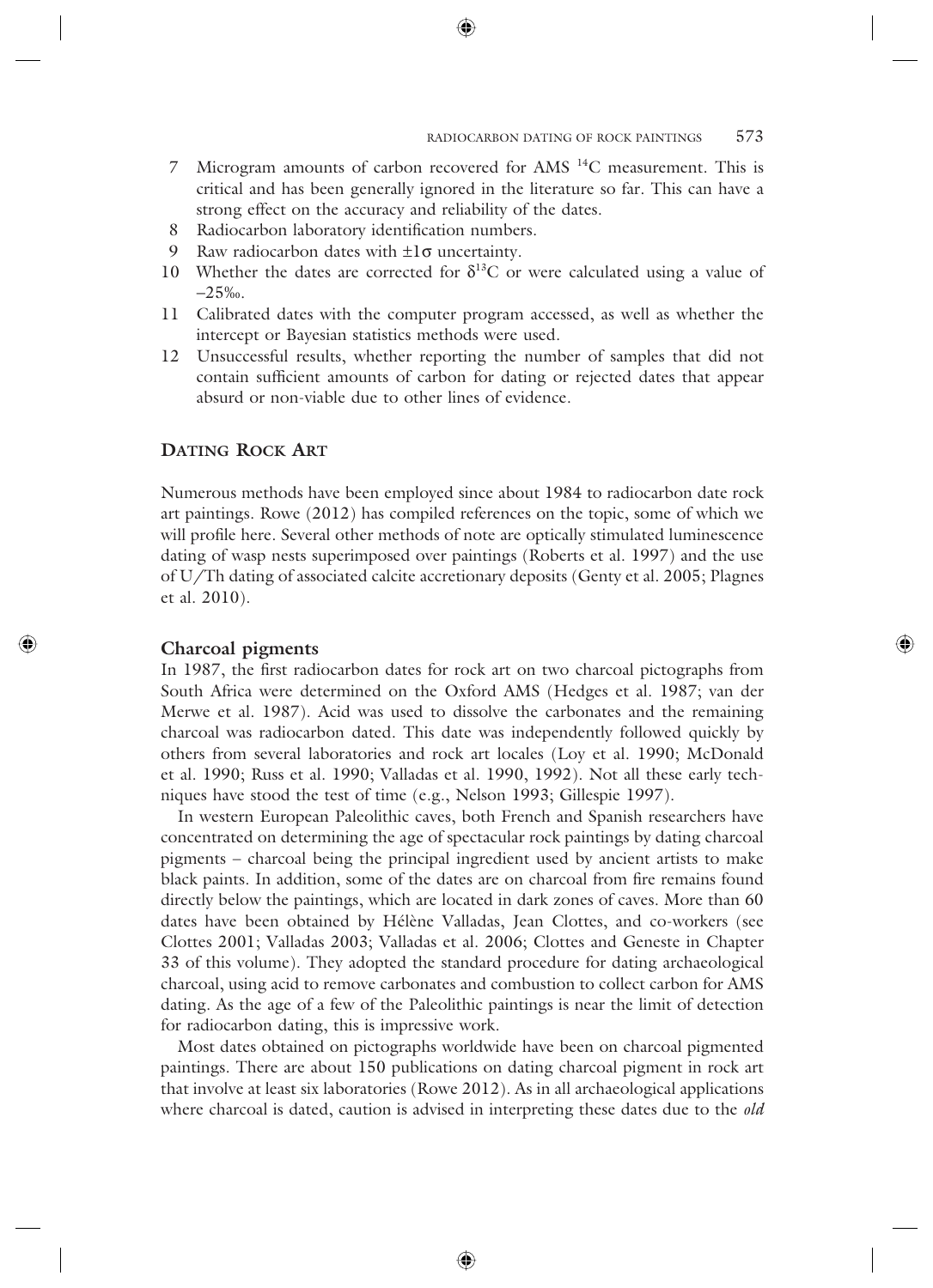7. Microgram amounts of carbon recovered for AMS $^{14}C$ measurement. This is critical and has been generally ignored in the literature so far. This can have a strong effect on the accuracy and reliability of the dates.
8. Radiocarbon laboratory identification numbers.
9. Raw radiocarbon dates with $\pm 1\sigma$ uncertainty.
10. Whether the dates are corrected for $\delta^{13}C$ or were calculated using a value of –25‰.
11. Calibrated dates with the computer program accessed, as well as whether the intercept or Bayesian statistics methods were used.
12. Unsuccessful results, whether reporting the number of samples that did not contain sufficient amounts of carbon for dating or rejected dates that appear absurd or non-viable due to other lines of evidence.

## Dating Rock Art

Numerous methods have been employed since about 1984 to radiocarbon date rock art paintings. Rowe (2012) has compiled references on the topic, some of which we will profile here. Several other methods of note are optically stimulated luminescence dating of wasp nests superimposed over paintings (Roberts et al. 1997) and the use of U/Th dating of associated calcite accretionary deposits (Genty et al. 2005; Plagnes et al. 2010).

### Charcoal pigments

In 1987, the first radiocarbon dates for rock art on two charcoal pictographs from South Africa were determined on the Oxford AMS (Hedges et al. 1987; van der Merwe et al. 1987). Acid was used to dissolve the carbonates and the remaining charcoal was radiocarbon dated. This date was independently followed quickly by others from several laboratories and rock art locales (Loy et al. 1990; McDonald et al. 1990; Russ et al. 1990; Valladas et al. 1990, 1992). Not all these early techniques have stood the test of time (e.g., Nelson 1993; Gillespie 1997).

In western European Paleolithic caves, both French and Spanish researchers have concentrated on determining the age of spectacular rock paintings by dating charcoal pigments – charcoal being the principal ingredient used by ancient artists to make black paints. In addition, some of the dates are on charcoal from fire remains found directly below the paintings, which are located in dark zones of caves. More than 60 dates have been obtained by Hélène Valladas, Jean Clottes, and co-workers (see Clottes 2001; Valladas 2003; Valladas et al. 2006; Clottes and Geneste in Chapter 33 of this volume). They adopted the standard procedure for dating archaeological charcoal, using acid to remove carbonates and combustion to collect carbon for AMS dating. As the age of a few of the Paleolithic paintings is near the limit of detection for radiocarbon dating, this is impressive work.

Most dates obtained on pictographs worldwide have been on charcoal pigmented paintings. There are about 150 publications on dating charcoal pigment in rock art that involve at least six laboratories (Rowe 2012). As in all archaeological applications where charcoal is dated, caution is advised in interpreting these dates due to the *old*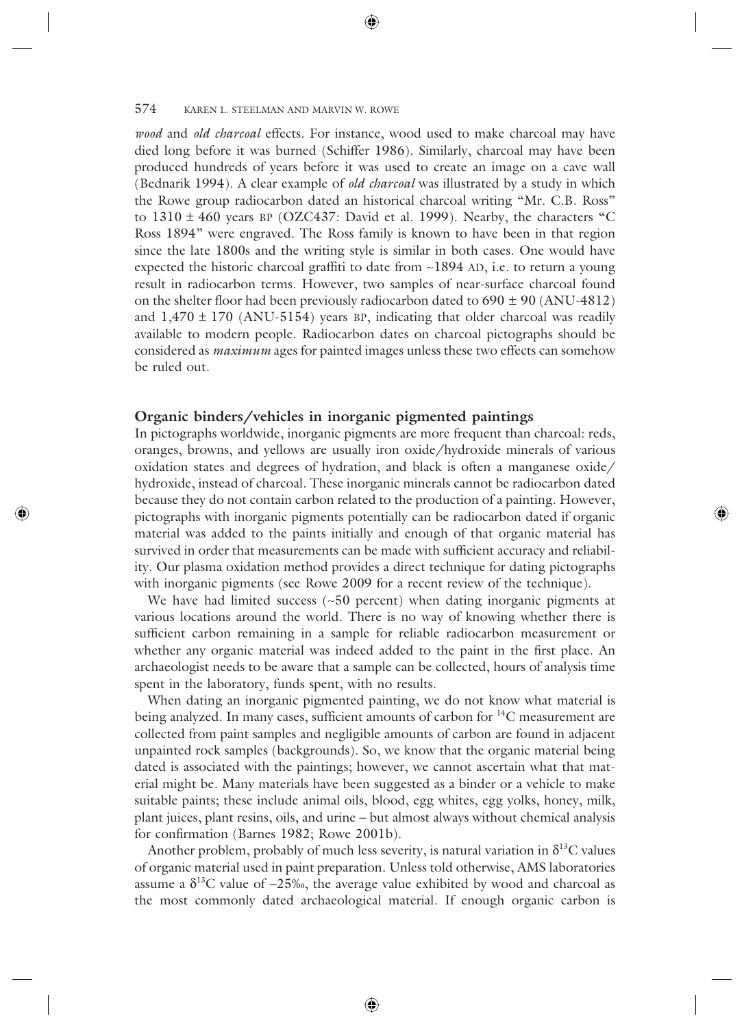*wood* and *old charcoal* effects. For instance, wood used to make charcoal may have died long before it was burned (Schiffer 1986). Similarly, charcoal may have been produced hundreds of years before it was used to create an image on a cave wall (Bednarik 1994). A clear example of *old charcoal* was illustrated by a study in which the Rowe group radiocarbon dated an historical charcoal writing "Mr. C.B. Ross" to 1310 ± 460 years BP (OZC437: David et al. 1999). Nearby, the characters "C Ross 1894" were engraved. The Ross family is known to have been in that region since the late 1800s and the writing style is similar in both cases. One would have expected the historic charcoal graffiti to date from ~1894 AD, i.e. to return a young result in radiocarbon terms. However, two samples of near-surface charcoal found on the shelter floor had been previously radiocarbon dated to 690 ± 90 (ANU-4812) and 1,470 ± 170 (ANU-5154) years BP, indicating that older charcoal was readily available to modern people. Radiocarbon dates on charcoal pictographs should be considered as *maximum* ages for painted images unless these two effects can somehow be ruled out.

## Organic binders/vehicles in inorganic pigmented paintings

In pictographs worldwide, inorganic pigments are more frequent than charcoal: reds, oranges, browns, and yellows are usually iron oxide/hydroxide minerals of various oxidation states and degrees of hydration, and black is often a manganese oxide/hydroxide, instead of charcoal. These inorganic minerals cannot be radiocarbon dated because they do not contain carbon related to the production of a painting. However, pictographs with inorganic pigments potentially can be radiocarbon dated if organic material was added to the paints initially and enough of that organic material has survived in order that measurements can be made with sufficient accuracy and reliability. Our plasma oxidation method provides a direct technique for dating pictographs with inorganic pigments (see Rowe 2009 for a recent review of the technique).

We have had limited success (~50 percent) when dating inorganic pigments at various locations around the world. There is no way of knowing whether there is sufficient carbon remaining in a sample for reliable radiocarbon measurement or whether any organic material was indeed added to the paint in the first place. An archaeologist needs to be aware that a sample can be collected, hours of analysis time spent in the laboratory, funds spent, with no results.

When dating an inorganic pigmented painting, we do not know what material is being analyzed. In many cases, sufficient amounts of carbon for $^{14}C$ measurement are collected from paint samples and negligible amounts of carbon are found in adjacent unpainted rock samples (backgrounds). So, we know that the organic material being dated is associated with the paintings; however, we cannot ascertain what that material might be. Many materials have been suggested as a binder or a vehicle to make suitable paints; these include animal oils, blood, egg whites, egg yolks, honey, milk, plant juices, plant resins, oils, and urine – but almost always without chemical analysis for confirmation (Barnes 1982; Rowe 2001b).

Another problem, probably of much less severity, is natural variation in $\delta^{13}C$ values of organic material used in paint preparation. Unless told otherwise, AMS laboratories assume a $\delta^{13}C$ value of −25‰, the average value exhibited by wood and charcoal as the most commonly dated archaeological material. If enough organic carbon is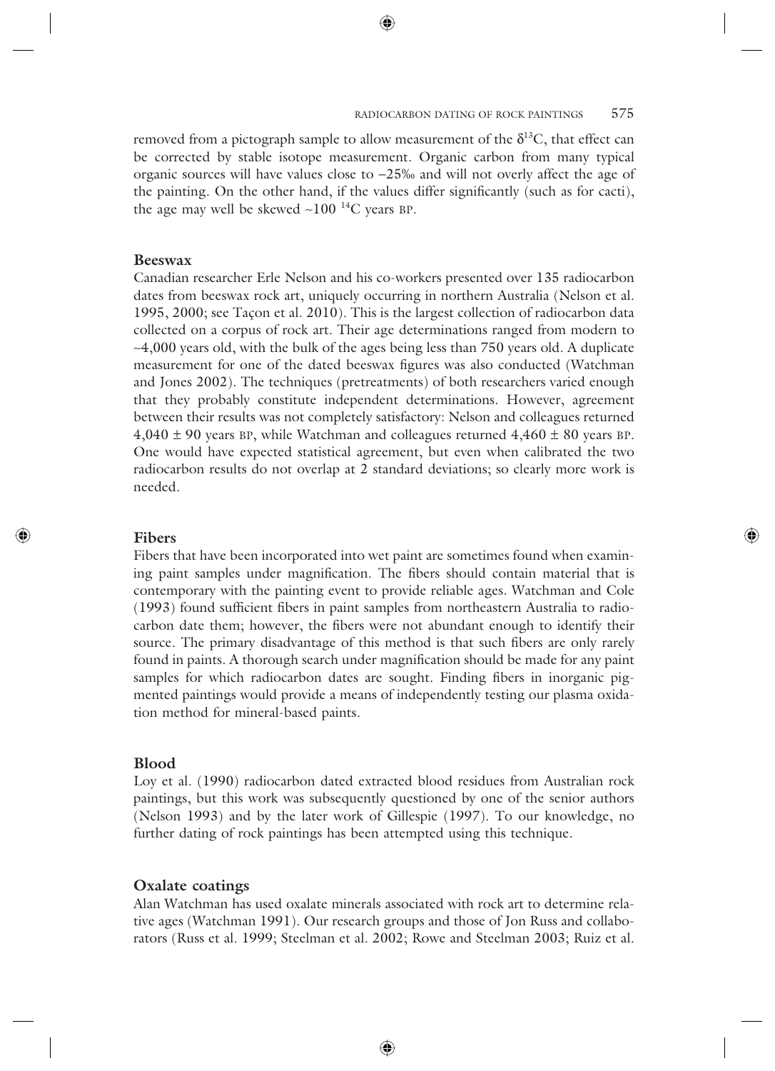removed from a pictograph sample to allow measurement of the $\delta^{13}C$, that effect can be corrected by stable isotope measurement. Organic carbon from many typical organic sources will have values close to −25‰ and will not overly affect the age of the painting. On the other hand, if the values differ significantly (such as for cacti), the age may well be skewed ~100 $^{14}C$ years BP.

### Beeswax

Canadian researcher Erle Nelson and his co-workers presented over 135 radiocarbon dates from beeswax rock art, uniquely occurring in northern Australia (Nelson et al. 1995, 2000; see Taçon et al. 2010). This is the largest collection of radiocarbon data collected on a corpus of rock art. Their age determinations ranged from modern to ~4,000 years old, with the bulk of the ages being less than 750 years old. A duplicate measurement for one of the dated beeswax figures was also conducted (Watchman and Jones 2002). The techniques (pretreatments) of both researchers varied enough that they probably constitute independent determinations. However, agreement between their results was not completely satisfactory: Nelson and colleagues returned 4,040 ± 90 years BP, while Watchman and colleagues returned 4,460 ± 80 years BP. One would have expected statistical agreement, but even when calibrated the two radiocarbon results do not overlap at 2 standard deviations; so clearly more work is needed.

### Fibers

Fibers that have been incorporated into wet paint are sometimes found when examining paint samples under magnification. The fibers should contain material that is contemporary with the painting event to provide reliable ages. Watchman and Cole (1993) found sufficient fibers in paint samples from northeastern Australia to radiocarbon date them; however, the fibers were not abundant enough to identify their source. The primary disadvantage of this method is that such fibers are only rarely found in paints. A thorough search under magnification should be made for any paint samples for which radiocarbon dates are sought. Finding fibers in inorganic pigmented paintings would provide a means of independently testing our plasma oxidation method for mineral-based paints.

### Blood

Loy et al. (1990) radiocarbon dated extracted blood residues from Australian rock paintings, but this work was subsequently questioned by one of the senior authors (Nelson 1993) and by the later work of Gillespie (1997). To our knowledge, no further dating of rock paintings has been attempted using this technique.

### Oxalate coatings

Alan Watchman has used oxalate minerals associated with rock art to determine relative ages (Watchman 1991). Our research groups and those of Jon Russ and collaborators (Russ et al. 1999; Steelman et al. 2002; Rowe and Steelman 2003; Ruiz et al.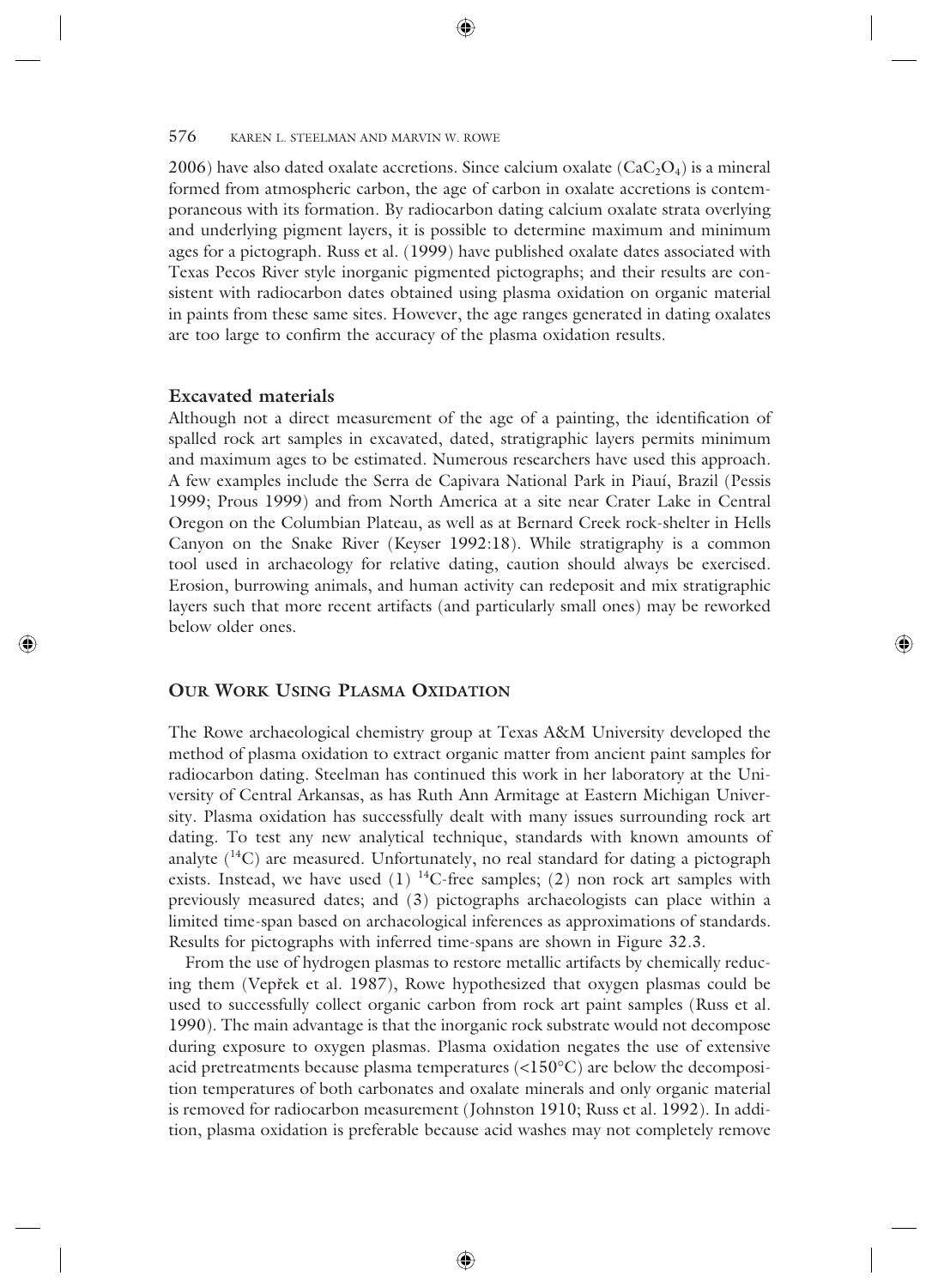2006) have also dated oxalate accretions. Since calcium oxalate ($CaC_2O_4$) is a mineral formed from atmospheric carbon, the age of carbon in oxalate accretions is contemporaneous with its formation. By radiocarbon dating calcium oxalate strata overlying and underlying pigment layers, it is possible to determine maximum and minimum ages for a pictograph. Russ et al. (1999) have published oxalate dates associated with Texas Pecos River style inorganic pigmented pictographs; and their results are consistent with radiocarbon dates obtained using plasma oxidation on organic material in paints from these same sites. However, the age ranges generated in dating oxalates are too large to confirm the accuracy of the plasma oxidation results.

### Excavated materials

Although not a direct measurement of the age of a painting, the identification of spalled rock art samples in excavated, dated, stratigraphic layers permits minimum and maximum ages to be estimated. Numerous researchers have used this approach. A few examples include the Serra de Capivara National Park in Piauí, Brazil (Pessis 1999; Prous 1999) and from North America at a site near Crater Lake in Central Oregon on the Columbian Plateau, as well as at Bernard Creek rock-shelter in Hells Canyon on the Snake River (Keyser 1992:18). While stratigraphy is a common tool used in archaeology for relative dating, caution should always be exercised. Erosion, burrowing animals, and human activity can redeposit and mix stratigraphic layers such that more recent artifacts (and particularly small ones) may be reworked below older ones.

## Our Work Using Plasma Oxidation

The Rowe archaeological chemistry group at Texas A&M University developed the method of plasma oxidation to extract organic matter from ancient paint samples for radiocarbon dating. Steelman has continued this work in her laboratory at the University of Central Arkansas, as has Ruth Ann Armitage at Eastern Michigan University. Plasma oxidation has successfully dealt with many issues surrounding rock art dating. To test any new analytical technique, standards with known amounts of analyte ($^{14}C$) are measured. Unfortunately, no real standard for dating a pictograph exists. Instead, we have used (1) $^{14}C$-free samples; (2) non rock art samples with previously measured dates; and (3) pictographs archaeologists can place within a limited time-span based on archaeological inferences as approximations of standards. Results for pictographs with inferred time-spans are shown in Figure 32.3.

From the use of hydrogen plasmas to restore metallic artifacts by chemically reducing them (Vepřek et al. 1987), Rowe hypothesized that oxygen plasmas could be used to successfully collect organic carbon from rock art paint samples (Russ et al. 1990). The main advantage is that the inorganic rock substrate would not decompose during exposure to oxygen plasmas. Plasma oxidation negates the use of extensive acid pretreatments because plasma temperatures (<150°C) are below the decomposition temperatures of both carbonates and oxalate minerals and only organic material is removed for radiocarbon measurement (Johnston 1910; Russ et al. 1992). In addition, plasma oxidation is preferable because acid washes may not completely remove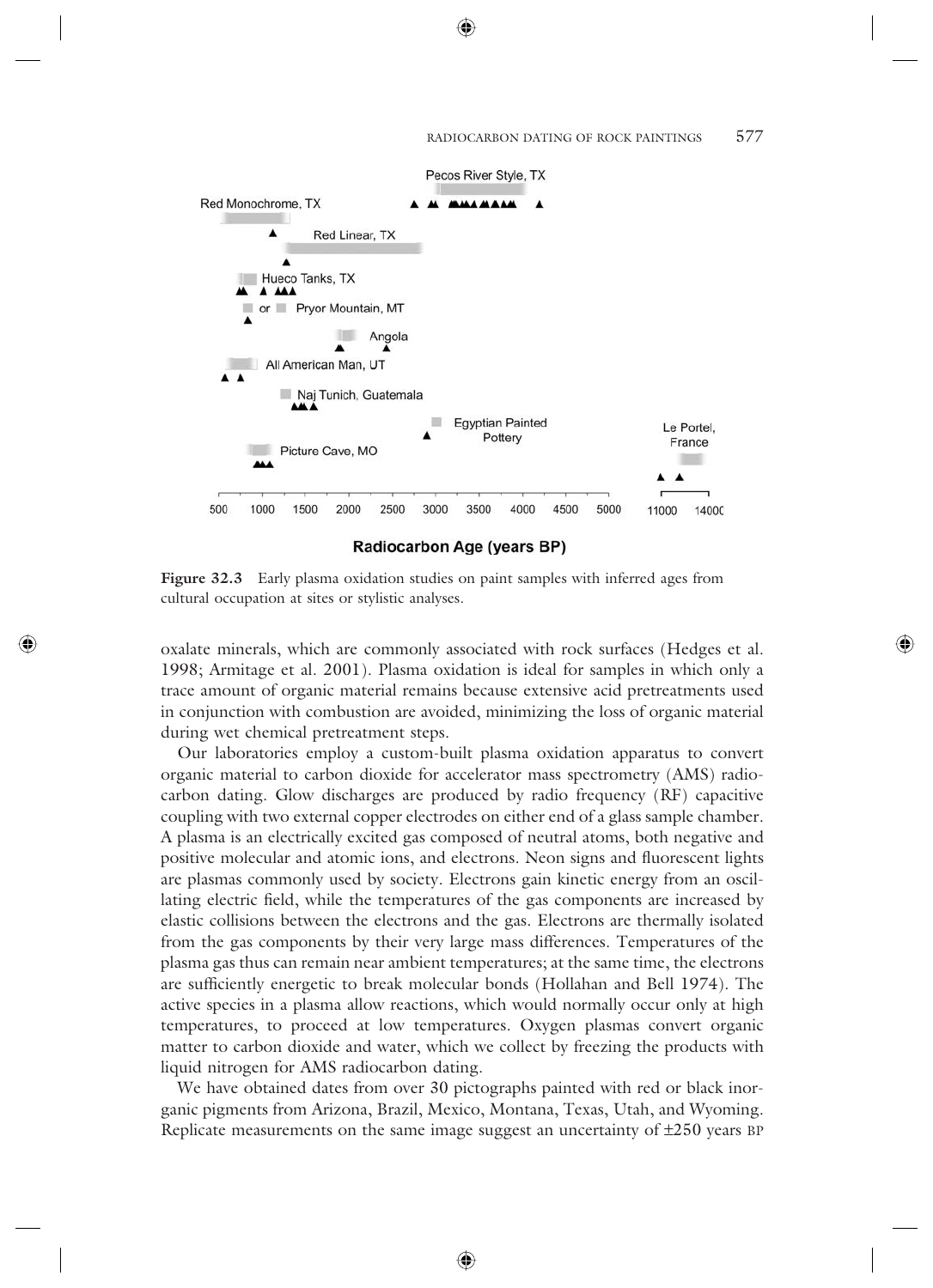Pecos River Style, TX

Red Monochrome, TX

Red Linear, TX

Hueco Tanks, TX

or Pryor Mountain, MT

Angola

All American Man, UT

Naj Tunich, Guatemala

Egyptian Painted Pottery

Le Portel, France

Picture Cave, MO

500 1000 1500 2000 2500 3000 3500 4000 4500 5000 11000 14000

Radiocarbon Age (years BP)

**Figure 32.3** Early plasma oxidation studies on paint samples with inferred ages from cultural occupation at sites or stylistic analyses.

oxalate minerals, which are commonly associated with rock surfaces (Hedges et al. 1998; Armitage et al. 2001). Plasma oxidation is ideal for samples in which only a trace amount of organic material remains because extensive acid pretreatments used in conjunction with combustion are avoided, minimizing the loss of organic material during wet chemical pretreatment steps.

Our laboratories employ a custom-built plasma oxidation apparatus to convert organic material to carbon dioxide for accelerator mass spectrometry (AMS) radiocarbon dating. Glow discharges are produced by radio frequency (RF) capacitive coupling with two external copper electrodes on either end of a glass sample chamber. A plasma is an electrically excited gas composed of neutral atoms, both negative and positive molecular and atomic ions, and electrons. Neon signs and fluorescent lights are plasmas commonly used by society. Electrons gain kinetic energy from an oscillating electric field, while the temperatures of the gas components are increased by elastic collisions between the electrons and the gas. Electrons are thermally isolated from the gas components by their very large mass differences. Temperatures of the plasma gas thus can remain near ambient temperatures; at the same time, the electrons are sufficiently energetic to break molecular bonds (Hollahan and Bell 1974). The active species in a plasma allow reactions, which would normally occur only at high temperatures, to proceed at low temperatures. Oxygen plasmas convert organic matter to carbon dioxide and water, which we collect by freezing the products with liquid nitrogen for AMS radiocarbon dating.

We have obtained dates from over 30 pictographs painted with red or black inorganic pigments from Arizona, Brazil, Mexico, Montana, Texas, Utah, and Wyoming. Replicate measurements on the same image suggest an uncertainty of ±250 years BP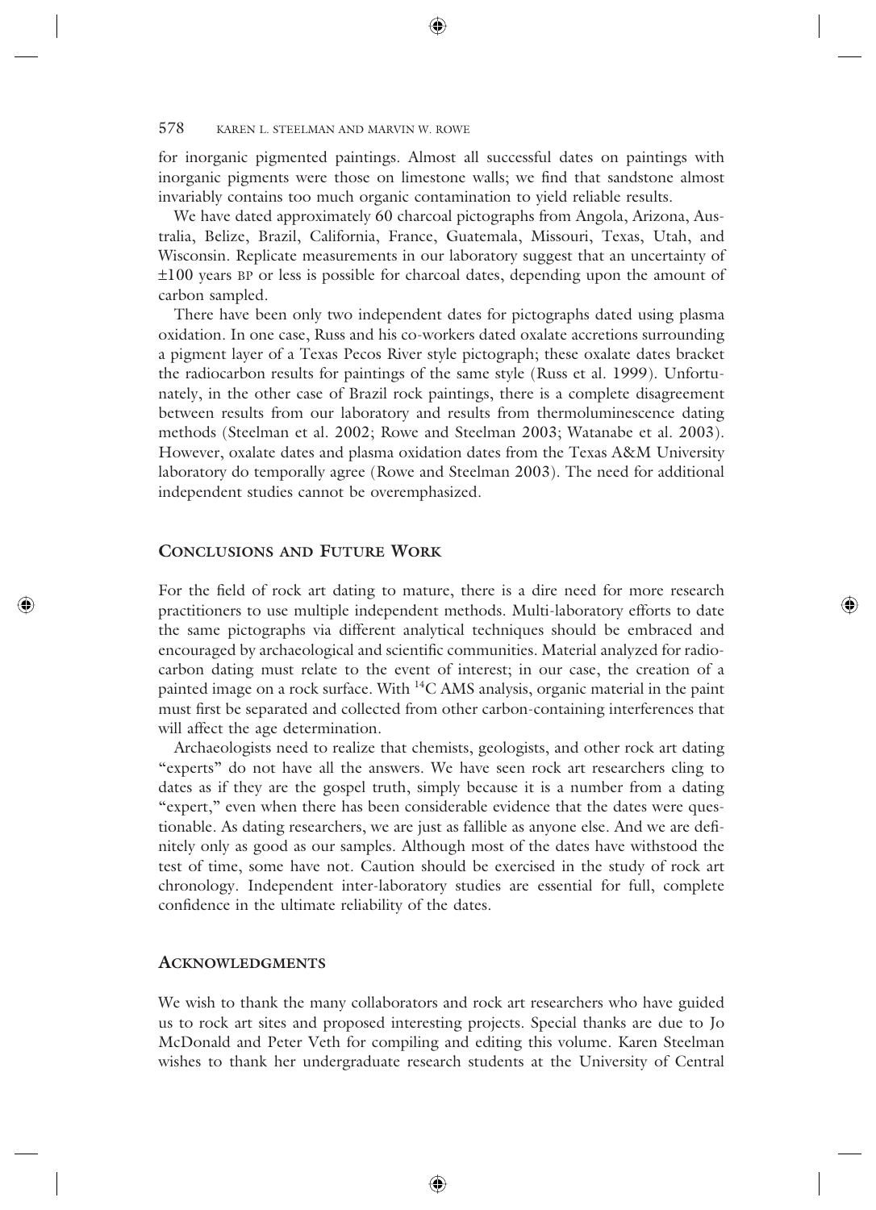for inorganic pigmented paintings. Almost all successful dates on paintings with inorganic pigments were those on limestone walls; we find that sandstone almost invariably contains too much organic contamination to yield reliable results.

We have dated approximately 60 charcoal pictographs from Angola, Arizona, Australia, Belize, Brazil, California, France, Guatemala, Missouri, Texas, Utah, and Wisconsin. Replicate measurements in our laboratory suggest that an uncertainty of ±100 years BP or less is possible for charcoal dates, depending upon the amount of carbon sampled.

There have been only two independent dates for pictographs dated using plasma oxidation. In one case, Russ and his co-workers dated oxalate accretions surrounding a pigment layer of a Texas Pecos River style pictograph; these oxalate dates bracket the radiocarbon results for paintings of the same style (Russ et al. 1999). Unfortunately, in the other case of Brazil rock paintings, there is a complete disagreement between results from our laboratory and results from thermoluminescence dating methods (Steelman et al. 2002; Rowe and Steelman 2003; Watanabe et al. 2003). However, oxalate dates and plasma oxidation dates from the Texas A&M University laboratory do temporally agree (Rowe and Steelman 2003). The need for additional independent studies cannot be overemphasized.

## Conclusions and Future Work

For the field of rock art dating to mature, there is a dire need for more research practitioners to use multiple independent methods. Multi-laboratory efforts to date the same pictographs via different analytical techniques should be embraced and encouraged by archaeological and scientific communities. Material analyzed for radiocarbon dating must relate to the event of interest; in our case, the creation of a painted image on a rock surface. With $^{14}C$ AMS analysis, organic material in the paint must first be separated and collected from other carbon-containing interferences that will affect the age determination.

Archaeologists need to realize that chemists, geologists, and other rock art dating "experts" do not have all the answers. We have seen rock art researchers cling to dates as if they are the gospel truth, simply because it is a number from a dating "expert," even when there has been considerable evidence that the dates were questionable. As dating researchers, we are just as fallible as anyone else. And we are definitely only as good as our samples. Although most of the dates have withstood the test of time, some have not. Caution should be exercised in the study of rock art chronology. Independent inter-laboratory studies are essential for full, complete confidence in the ultimate reliability of the dates.

## Acknowledgments

We wish to thank the many collaborators and rock art researchers who have guided us to rock art sites and proposed interesting projects. Special thanks are due to Jo McDonald and Peter Veth for compiling and editing this volume. Karen Steelman wishes to thank her undergraduate research students at the University of Central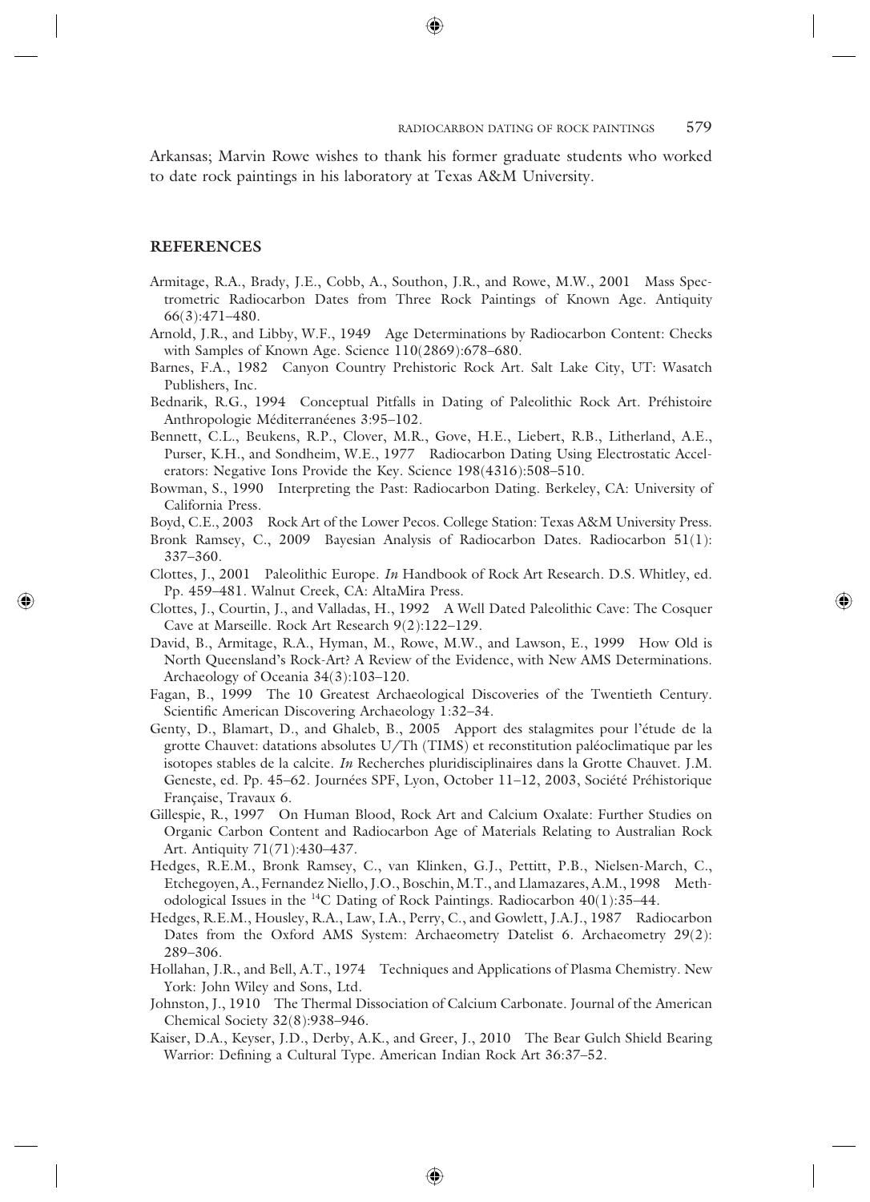Arkansas; Marvin Rowe wishes to thank his former graduate students who worked to date rock paintings in his laboratory at Texas A&M University.

## REFERENCES

Armitage, R.A., Brady, J.E., Cobb, A., Southon, J.R., and Rowe, M.W., 2001 Mass Spectrometric Radiocarbon Dates from Three Rock Paintings of Known Age. Antiquity 66(3):471–480.

Arnold, J.R., and Libby, W.F., 1949 Age Determinations by Radiocarbon Content: Checks with Samples of Known Age. Science 110(2869):678–680.

Barnes, F.A., 1982 Canyon Country Prehistoric Rock Art. Salt Lake City, UT: Wasatch Publishers, Inc.

Bednarik, R.G., 1994 Conceptual Pitfalls in Dating of Paleolithic Rock Art. Préhistoire Anthropologie Méditerranéenes 3:95–102.

Bennett, C.L., Beukens, R.P., Clover, M.R., Gove, H.E., Liebert, R.B., Litherland, A.E., Purser, K.H., and Sondheim, W.E., 1977 Radiocarbon Dating Using Electrostatic Accelerators: Negative Ions Provide the Key. Science 198(4316):508–510.

Bowman, S., 1990 Interpreting the Past: Radiocarbon Dating. Berkeley, CA: University of California Press.

Boyd, C.E., 2003 Rock Art of the Lower Pecos. College Station: Texas A&M University Press.

Bronk Ramsey, C., 2009 Bayesian Analysis of Radiocarbon Dates. Radiocarbon 51(1): 337–360.

Clottes, J., 2001 Paleolithic Europe. *In* Handbook of Rock Art Research. D.S. Whitley, ed. Pp. 459–481. Walnut Creek, CA: AltaMira Press.

Clottes, J., Courtin, J., and Valladas, H., 1992 A Well Dated Paleolithic Cave: The Cosquer Cave at Marseille. Rock Art Research 9(2):122–129.

David, B., Armitage, R.A., Hyman, M., Rowe, M.W., and Lawson, E., 1999 How Old is North Queensland's Rock-Art? A Review of the Evidence, with New AMS Determinations. Archaeology of Oceania 34(3):103–120.

Fagan, B., 1999 The 10 Greatest Archaeological Discoveries of the Twentieth Century. Scientific American Discovering Archaeology 1:32–34.

Genty, D., Blamart, D., and Ghaleb, B., 2005 Apport des stalagmites pour l'étude de la grotte Chauvet: datations absolutes U/Th (TIMS) et reconstitution paléoclimatique par les isotopes stables de la calcite. *In* Recherches pluridisciplinaires dans la Grotte Chauvet. J.M. Geneste, ed. Pp. 45–62. Journées SPF, Lyon, October 11–12, 2003, Société Préhistorique Française, Travaux 6.

Gillespie, R., 1997 On Human Blood, Rock Art and Calcium Oxalate: Further Studies on Organic Carbon Content and Radiocarbon Age of Materials Relating to Australian Rock Art. Antiquity 71(71):430–437.

Hedges, R.E.M., Bronk Ramsey, C., van Klinken, G.J., Pettitt, P.B., Nielsen-March, C., Etchegoyen, A., Fernandez Niello, J.O., Boschin, M.T., and Llamazares, A.M., 1998 Methodological Issues in the $^{14}C$ Dating of Rock Paintings. Radiocarbon 40(1):35–44.

Hedges, R.E.M., Housley, R.A., Law, I.A., Perry, C., and Gowlett, J.A.J., 1987 Radiocarbon Dates from the Oxford AMS System: Archaeometry Datelist 6. Archaeometry 29(2): 289–306.

Hollahan, J.R., and Bell, A.T., 1974 Techniques and Applications of Plasma Chemistry. New York: John Wiley and Sons, Ltd.

Johnston, J., 1910 The Thermal Dissociation of Calcium Carbonate. Journal of the American Chemical Society 32(8):938–946.

Kaiser, D.A., Keyser, J.D., Derby, A.K., and Greer, J., 2010 The Bear Gulch Shield Bearing Warrior: Defining a Cultural Type. American Indian Rock Art 36:37–52.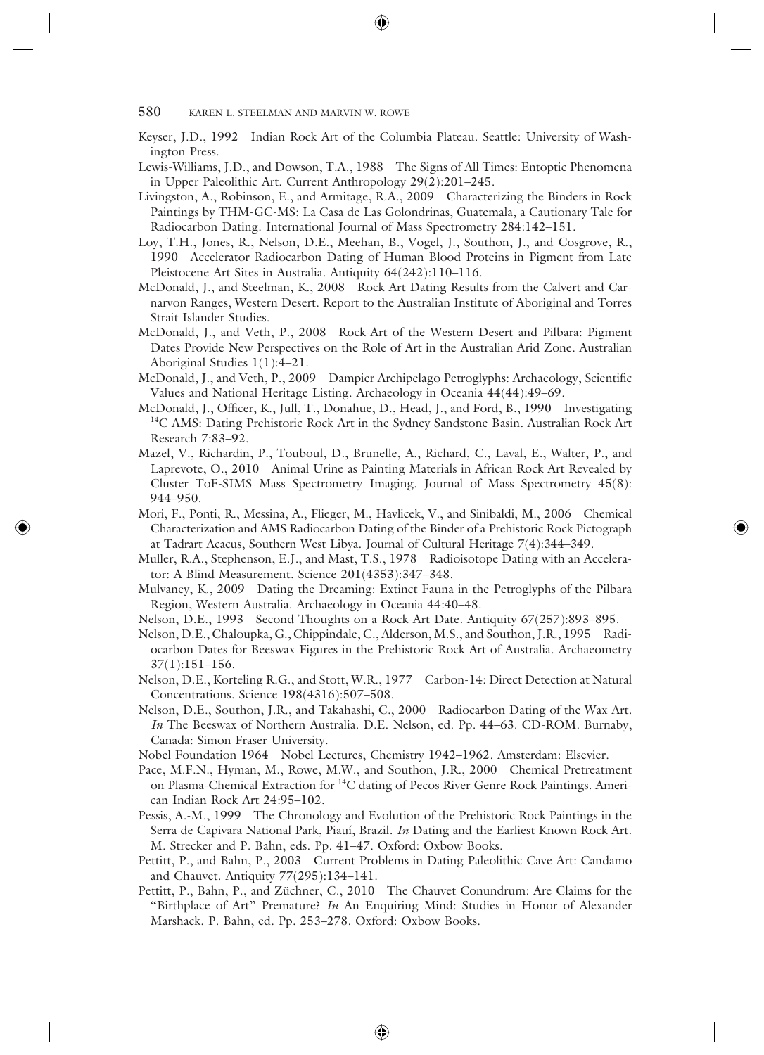Keyser, J.D., 1992 Indian Rock Art of the Columbia Plateau. Seattle: University of Washington Press.

Lewis-Williams, J.D., and Dowson, T.A., 1988 The Signs of All Times: Entoptic Phenomena in Upper Paleolithic Art. Current Anthropology 29(2):201–245.

Livingston, A., Robinson, E., and Armitage, R.A., 2009 Characterizing the Binders in Rock Paintings by THM-GC-MS: La Casa de Las Golondrinas, Guatemala, a Cautionary Tale for Radiocarbon Dating. International Journal of Mass Spectrometry 284:142–151.

Loy, T.H., Jones, R., Nelson, D.E., Meehan, B., Vogel, J., Southon, J., and Cosgrove, R., 1990 Accelerator Radiocarbon Dating of Human Blood Proteins in Pigment from Late Pleistocene Art Sites in Australia. Antiquity 64(242):110–116.

McDonald, J., and Steelman, K., 2008 Rock Art Dating Results from the Calvert and Carnarvon Ranges, Western Desert. Report to the Australian Institute of Aboriginal and Torres Strait Islander Studies.

McDonald, J., and Veth, P., 2008 Rock-Art of the Western Desert and Pilbara: Pigment Dates Provide New Perspectives on the Role of Art in the Australian Arid Zone. Australian Aboriginal Studies 1(1):4–21.

McDonald, J., and Veth, P., 2009 Dampier Archipelago Petroglyphs: Archaeology, Scientific Values and National Heritage Listing. Archaeology in Oceania 44(44):49–69.

McDonald, J., Officer, K., Jull, T., Donahue, D., Head, J., and Ford, B., 1990 Investigating $^{14}C$ AMS: Dating Prehistoric Rock Art in the Sydney Sandstone Basin. Australian Rock Art Research 7:83–92.

Mazel, V., Richardin, P., Touboul, D., Brunelle, A., Richard, C., Laval, E., Walter, P., and Laprevote, O., 2010 Animal Urine as Painting Materials in African Rock Art Revealed by Cluster ToF-SIMS Mass Spectrometry Imaging. Journal of Mass Spectrometry 45(8): 944–950.

Mori, F., Ponti, R., Messina, A., Flieger, M., Havlicek, V., and Sinibaldi, M., 2006 Chemical Characterization and AMS Radiocarbon Dating of the Binder of a Prehistoric Rock Pictograph at Tadrart Acacus, Southern West Libya. Journal of Cultural Heritage 7(4):344–349.

Muller, R.A., Stephenson, E.J., and Mast, T.S., 1978 Radioisotope Dating with an Accelerator: A Blind Measurement. Science 201(4353):347–348.

Mulvaney, K., 2009 Dating the Dreaming: Extinct Fauna in the Petroglyphs of the Pilbara Region, Western Australia. Archaeology in Oceania 44:40–48.

Nelson, D.E., 1993 Second Thoughts on a Rock-Art Date. Antiquity 67(257):893–895.

Nelson, D.E., Chaloupka, G., Chippindale, C., Alderson, M.S., and Southon, J.R., 1995 Radiocarbon Dates for Beeswax Figures in the Prehistoric Rock Art of Australia. Archaeometry 37(1):151–156.

Nelson, D.E., Korteling R.G., and Stott, W.R., 1977 Carbon-14: Direct Detection at Natural Concentrations. Science 198(4316):507–508.

Nelson, D.E., Southon, J.R., and Takahashi, C., 2000 Radiocarbon Dating of the Wax Art. *In* The Beeswax of Northern Australia. D.E. Nelson, ed. Pp. 44–63. CD-ROM. Burnaby, Canada: Simon Fraser University.

Nobel Foundation 1964 Nobel Lectures, Chemistry 1942–1962. Amsterdam: Elsevier.

Pace, M.F.N., Hyman, M., Rowe, M.W., and Southon, J.R., 2000 Chemical Pretreatment on Plasma-Chemical Extraction for $^{14}C$ dating of Pecos River Genre Rock Paintings. American Indian Rock Art 24:95–102.

Pessis, A.-M., 1999 The Chronology and Evolution of the Prehistoric Rock Paintings in the Serra de Capivara National Park, Piauí, Brazil. *In* Dating and the Earliest Known Rock Art. M. Strecker and P. Bahn, eds. Pp. 41–47. Oxford: Oxbow Books.

Pettitt, P., and Bahn, P., 2003 Current Problems in Dating Paleolithic Cave Art: Candamo and Chauvet. Antiquity 77(295):134–141.

Pettitt, P., Bahn, P., and Züchner, C., 2010 The Chauvet Conundrum: Are Claims for the "Birthplace of Art" Premature? *In* An Enquiring Mind: Studies in Honor of Alexander Marshack. P. Bahn, ed. Pp. 253–278. Oxford: Oxbow Books.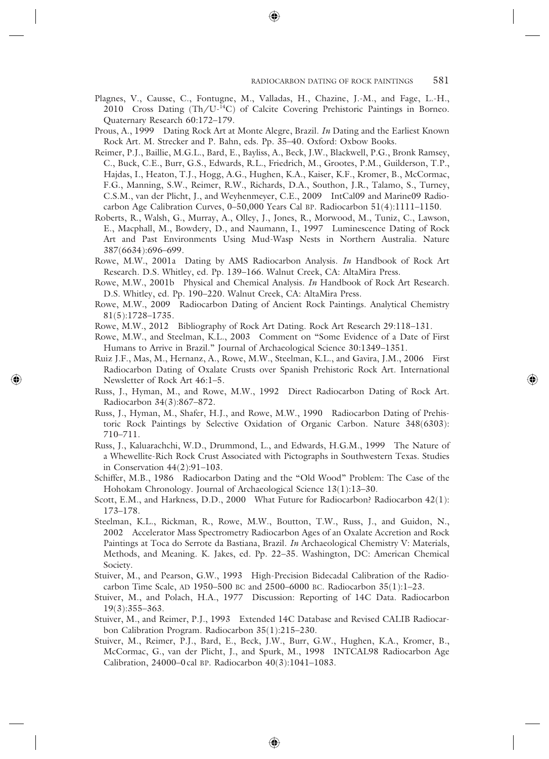Plagnes, V., Causse, C., Fontugne, M., Valladas, H., Chazine, J.-M., and Fage, L.-H., 2010 Cross Dating (Th/U-$^{14}$C) of Calcite Covering Prehistoric Paintings in Borneo. Quaternary Research 60:172–179.

Prous, A., 1999 Dating Rock Art at Monte Alegre, Brazil. *In* Dating and the Earliest Known Rock Art. M. Strecker and P. Bahn, eds. Pp. 35–40. Oxford: Oxbow Books.

Reimer, P.J., Baillie, M.G.L., Bard, E., Bayliss, A., Beck, J.W., Blackwell, P.G., Bronk Ramsey, C., Buck, C.E., Burr, G.S., Edwards, R.L., Friedrich, M., Grootes, P.M., Guilderson, T.P., Hajdas, I., Heaton, T.J., Hogg, A.G., Hughen, K.A., Kaiser, K.F., Kromer, B., McCormac, F.G., Manning, S.W., Reimer, R.W., Richards, D.A., Southon, J.R., Talamo, S., Turney, C.S.M., van der Plicht, J., and Weyhenmeyer, C.E., 2009 IntCal09 and Marine09 Radiocarbon Age Calibration Curves, 0–50,000 Years Cal BP. Radiocarbon 51(4):1111–1150.

Roberts, R., Walsh, G., Murray, A., Olley, J., Jones, R., Morwood, M., Tuniz, C., Lawson, E., Macphall, M., Bowdery, D., and Naumann, I., 1997 Luminescence Dating of Rock Art and Past Environments Using Mud-Wasp Nests in Northern Australia. Nature 387(6634):696–699.

Rowe, M.W., 2001a Dating by AMS Radiocarbon Analysis. *In* Handbook of Rock Art Research. D.S. Whitley, ed. Pp. 139–166. Walnut Creek, CA: AltaMira Press.

Rowe, M.W., 2001b Physical and Chemical Analysis. *In* Handbook of Rock Art Research. D.S. Whitley, ed. Pp. 190–220. Walnut Creek, CA: AltaMira Press.

Rowe, M.W., 2009 Radiocarbon Dating of Ancient Rock Paintings. Analytical Chemistry 81(5):1728–1735.

Rowe, M.W., 2012 Bibliography of Rock Art Dating. Rock Art Research 29:118–131.

Rowe, M.W., and Steelman, K.L., 2003 Comment on "Some Evidence of a Date of First Humans to Arrive in Brazil." Journal of Archaeological Science 30:1349–1351.

Ruiz J.F., Mas, M., Hernanz, A., Rowe, M.W., Steelman, K.L., and Gavira, J.M., 2006 First Radiocarbon Dating of Oxalate Crusts over Spanish Prehistoric Rock Art. International Newsletter of Rock Art 46:1–5.

Russ, J., Hyman, M., and Rowe, M.W., 1992 Direct Radiocarbon Dating of Rock Art. Radiocarbon 34(3):867–872.

Russ, J., Hyman, M., Shafer, H.J., and Rowe, M.W., 1990 Radiocarbon Dating of Prehistoric Rock Paintings by Selective Oxidation of Organic Carbon. Nature 348(6303): 710–711.

Russ, J., Kaluarachchi, W.D., Drummond, L., and Edwards, H.G.M., 1999 The Nature of a Whewellite-Rich Rock Crust Associated with Pictographs in Southwestern Texas. Studies in Conservation 44(2):91–103.

Schiffer, M.B., 1986 Radiocarbon Dating and the "Old Wood" Problem: The Case of the Hohokam Chronology. Journal of Archaeological Science 13(1):13–30.

Scott, E.M., and Harkness, D.D., 2000 What Future for Radiocarbon? Radiocarbon 42(1): 173–178.

Steelman, K.L., Rickman, R., Rowe, M.W., Boutton, T.W., Russ, J., and Guidon, N., 2002 Accelerator Mass Spectrometry Radiocarbon Ages of an Oxalate Accretion and Rock Paintings at Toca do Serrote da Bastiana, Brazil. *In* Archaeological Chemistry V: Materials, Methods, and Meaning. K. Jakes, ed. Pp. 22–35. Washington, DC: American Chemical Society.

Stuiver, M., and Pearson, G.W., 1993 High-Precision Bidecadal Calibration of the Radiocarbon Time Scale, AD 1950–500 BC and 2500–6000 BC. Radiocarbon 35(1):1–23.

Stuiver, M., and Polach, H.A., 1977 Discussion: Reporting of 14C Data. Radiocarbon 19(3):355–363.

Stuiver, M., and Reimer, P.J., 1993 Extended 14C Database and Revised CALIB Radiocarbon Calibration Program. Radiocarbon 35(1):215–230.

Stuiver, M., Reimer, P.J., Bard, E., Beck, J.W., Burr, G.W., Hughen, K.A., Kromer, B., McCormac, G., van der Plicht, J., and Spurk, M., 1998 INTCAL98 Radiocarbon Age Calibration, 24000–0 cal BP. Radiocarbon 40(3):1041–1083.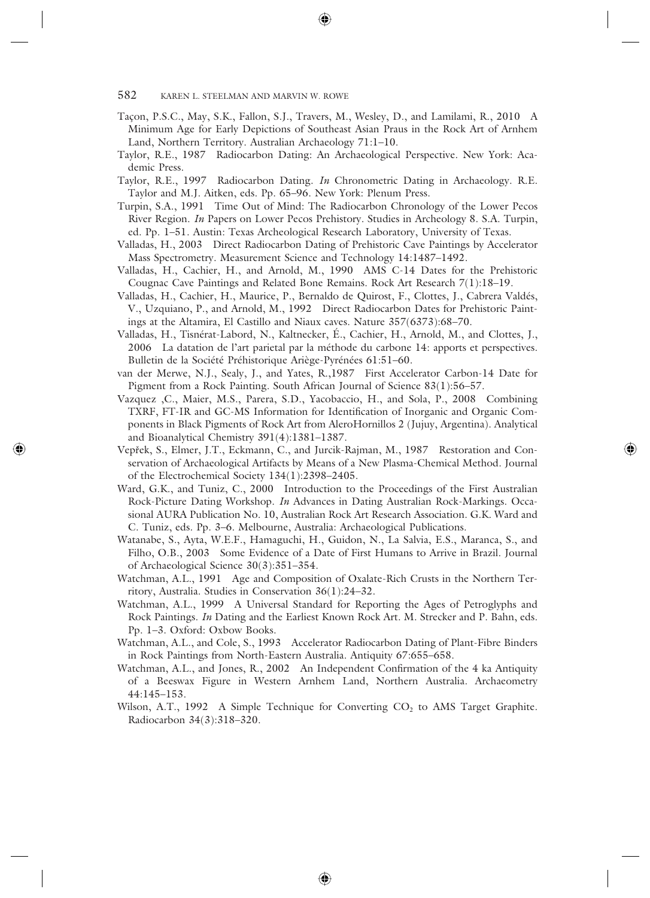Taçon, P.S.C., May, S.K., Fallon, S.J., Travers, M., Wesley, D., and Lamilami, R., 2010 A Minimum Age for Early Depictions of Southeast Asian Praus in the Rock Art of Arnhem Land, Northern Territory. Australian Archaeology 71:1–10.

Taylor, R.E., 1987 Radiocarbon Dating: An Archaeological Perspective. New York: Academic Press.

Taylor, R.E., 1997 Radiocarbon Dating. *In* Chronometric Dating in Archaeology. R.E. Taylor and M.J. Aitken, eds. Pp. 65–96. New York: Plenum Press.

Turpin, S.A., 1991 Time Out of Mind: The Radiocarbon Chronology of the Lower Pecos River Region. *In* Papers on Lower Pecos Prehistory. Studies in Archeology 8. S.A. Turpin, ed. Pp. 1–51. Austin: Texas Archeological Research Laboratory, University of Texas.

Valladas, H., 2003 Direct Radiocarbon Dating of Prehistoric Cave Paintings by Accelerator Mass Spectrometry. Measurement Science and Technology 14:1487–1492.

Valladas, H., Cachier, H., and Arnold, M., 1990 AMS C-14 Dates for the Prehistoric Cougnac Cave Paintings and Related Bone Remains. Rock Art Research 7(1):18–19.

Valladas, H., Cachier, H., Maurice, P., Bernaldo de Quirost, F., Clottes, J., Cabrera Valdés, V., Uzquiano, P., and Arnold, M., 1992 Direct Radiocarbon Dates for Prehistoric Paintings at the Altamira, El Castillo and Niaux caves. Nature 357(6373):68–70.

Valladas, H., Tisnérat-Labord, N., Kaltnecker, É., Cachier, H., Arnold, M., and Clottes, J., 2006 La datation de l'art parietal par la méthode du carbone 14: apports et perspectives. Bulletin de la Société Préhistorique Ariège-Pyrénées 61:51–60.

van der Merwe, N.J., Sealy, J., and Yates, R.,1987 First Accelerator Carbon-14 Date for Pigment from a Rock Painting. South African Journal of Science 83(1):56–57.

Vazquez ,C., Maier, M.S., Parera, S.D., Yacobaccio, H., and Sola, P., 2008 Combining TXRF, FT-IR and GC-MS Information for Identification of Inorganic and Organic Components in Black Pigments of Rock Art from AleroHornillos 2 (Jujuy, Argentina). Analytical and Bioanalytical Chemistry 391(4):1381–1387.

Vepřek, S., Elmer, J.T., Eckmann, C., and Jurcik-Rajman, M., 1987 Restoration and Conservation of Archaeological Artifacts by Means of a New Plasma-Chemical Method. Journal of the Electrochemical Society 134(1):2398–2405.

Ward, G.K., and Tuniz, C., 2000 Introduction to the Proceedings of the First Australian Rock-Picture Dating Workshop. *In* Advances in Dating Australian Rock-Markings. Occasional AURA Publication No. 10, Australian Rock Art Research Association. G.K. Ward and C. Tuniz, eds. Pp. 3–6. Melbourne, Australia: Archaeological Publications.

Watanabe, S., Ayta, W.E.F., Hamaguchi, H., Guidon, N., La Salvia, E.S., Maranca, S., and Filho, O.B., 2003 Some Evidence of a Date of First Humans to Arrive in Brazil. Journal of Archaeological Science 30(3):351–354.

Watchman, A.L., 1991 Age and Composition of Oxalate-Rich Crusts in the Northern Territory, Australia. Studies in Conservation 36(1):24–32.

Watchman, A.L., 1999 A Universal Standard for Reporting the Ages of Petroglyphs and Rock Paintings. *In* Dating and the Earliest Known Rock Art. M. Strecker and P. Bahn, eds. Pp. 1–3. Oxford: Oxbow Books.

Watchman, A.L., and Cole, S., 1993 Accelerator Radiocarbon Dating of Plant-Fibre Binders in Rock Paintings from North-Eastern Australia. Antiquity 67:655–658.

Watchman, A.L., and Jones, R., 2002 An Independent Confirmation of the 4 ka Antiquity of a Beeswax Figure in Western Arnhem Land, Northern Australia. Archaeometry 44:145–153.

Wilson, A.T., 1992 A Simple Technique for Converting $CO_2$ to AMS Target Graphite. Radiocarbon 34(3):318–320.